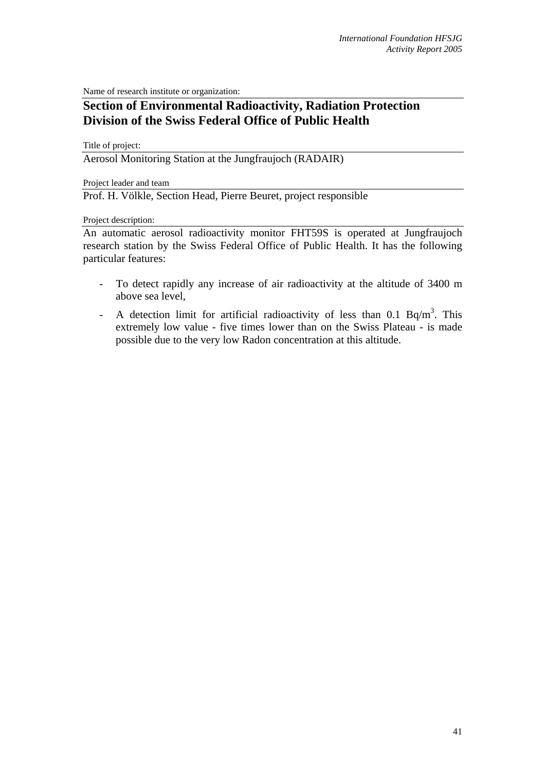Name of research institute or organization:

## Section of Environmental Radioactivity, Radiation Protection Division of the Swiss Federal Office of Public Health

Title of project:

Aerosol Monitoring Station at the Jungfraujoch (RADAIR)

Project leader and team

Prof. H. Völkle, Section Head, Pierre Beuret, project responsible

Project description:

An automatic aerosol radioactivity monitor FHT59S is operated at Jungfraujoch research station by the Swiss Federal Office of Public Health. It has the following particular features:

- To detect rapidly any increase of air radioactivity at the altitude of 3400 m above sea level,
- A detection limit for artificial radioactivity of less than 0.1 $Bq/m^3$. This extremely low value - five times lower than on the Swiss Plateau - is made possible due to the very low Radon concentration at this altitude.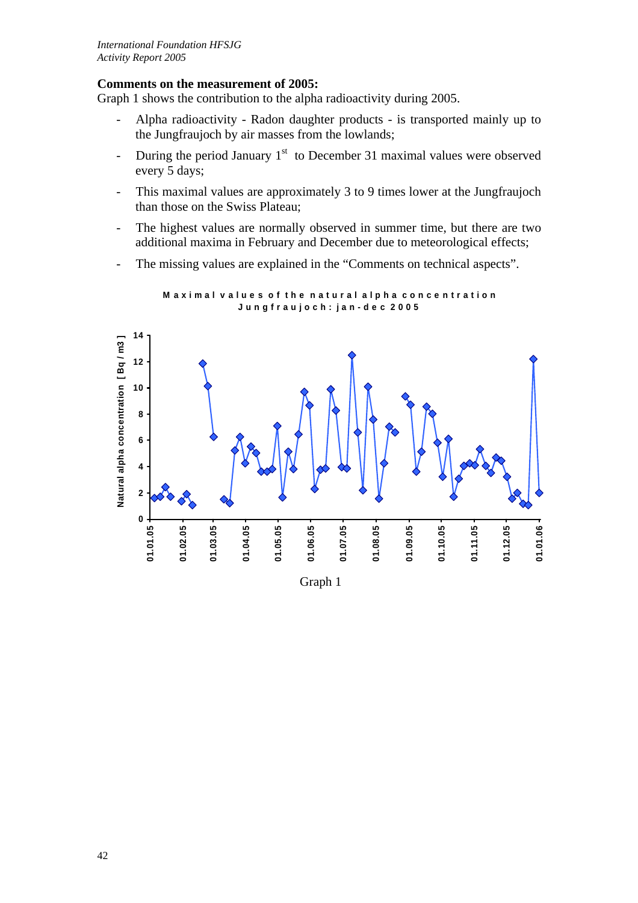**Comments on the measurement of 2005:**

Graph 1 shows the contribution to the alpha radioactivity during 2005.

- Alpha radioactivity - Radon daughter products - is transported mainly up to the Jungfraujoch by air masses from the lowlands;
- During the period January 1st to December 31 maximal values were observed every 5 days;
- This maximal values are approximately 3 to 9 times lower at the Jungfraujoch than those on the Swiss Plateau;
- The highest values are normally observed in summer time, but there are two additional maxima in February and December due to meteorological effects;
- The missing values are explained in the "Comments on technical aspects".

Maximal values of the natural alpha concentration Jungfraujoch: jan-dec 2005

Graph 1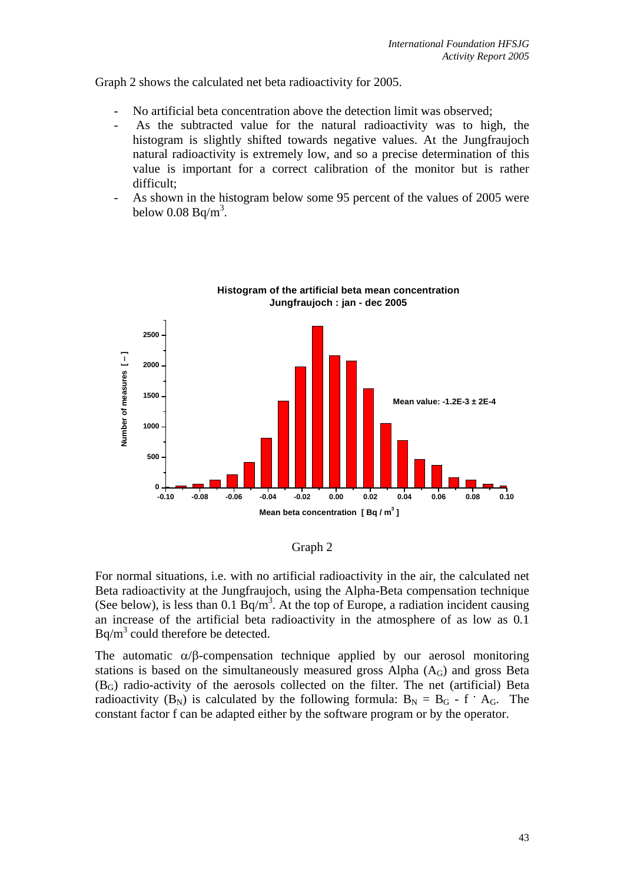Graph 2 shows the calculated net beta radioactivity for 2005.

- No artificial beta concentration above the detection limit was observed;
- As the subtracted value for the natural radioactivity was to high, the histogram is slightly shifted towards negative values. At the Jungfraujoch natural radioactivity is extremely low, and so a precise determination of this value is important for a correct calibration of the monitor but is rather difficult;
- As shown in the histogram below some 95 percent of the values of 2005 were below 0.08 $Bq/m^3$.

**Histogram of the artificial beta mean concentration**
**Jungfraujoch : jan - dec 2005**

Mean value: -1.2E-3 ± 2E-4

Graph 2

For normal situations, i.e. with no artificial radioactivity in the air, the calculated net Beta radioactivity at the Jungfraujoch, using the Alpha-Beta compensation technique (See below), is less than 0.1 $Bq/m^3$. At the top of Europe, a radiation incident causing an increase of the artificial beta radioactivity in the atmosphere of as low as 0.1 $Bq/m^3$ could therefore be detected.

The automatic $\alpha/\beta$-compensation technique applied by our aerosol monitoring stations is based on the simultaneously measured gross Alpha ($A_G$) and gross Beta ($B_G$) radio-activity of the aerosols collected on the filter. The net (artificial) Beta radioactivity ($B_N$) is calculated by the following formula: $B_N = B_G - f \cdot A_G$. The constant factor f can be adapted either by the software program or by the operator.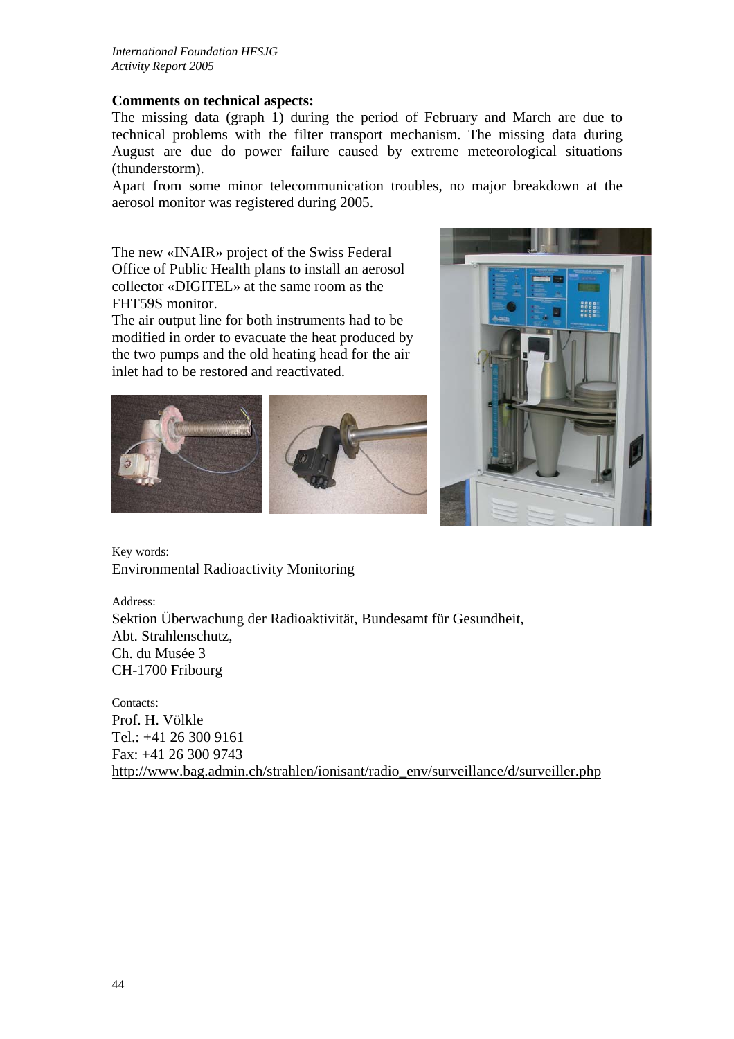**Comments on technical aspects:**

The missing data (graph 1) during the period of February and March are due to technical problems with the filter transport mechanism. The missing data during August are due do power failure caused by extreme meteorological situations (thunderstorm).

Apart from some minor telecommunication troubles, no major breakdown at the aerosol monitor was registered during 2005.

The new «INAIR» project of the Swiss Federal Office of Public Health plans to install an aerosol collector «DIGITEL» at the same room as the FHT59S monitor.

The air output line for both instruments had to be modified in order to evacuate the heat produced by the two pumps and the old heating head for the air inlet had to be restored and reactivated.

Key words:

Environmental Radioactivity Monitoring

Address:

Sektion Überwachung der Radioaktivität, Bundesamt für Gesundheit,
Abt. Strahlenschutz,
Ch. du Musée 3
CH-1700 Fribourg

Contacts:

Prof. H. Völkle
Tel.: +41 26 300 9161
Fax: +41 26 300 9743
http://www.bag.admin.ch/strahlen/ionisant/radio_env/surveillance/d/surveiller.php